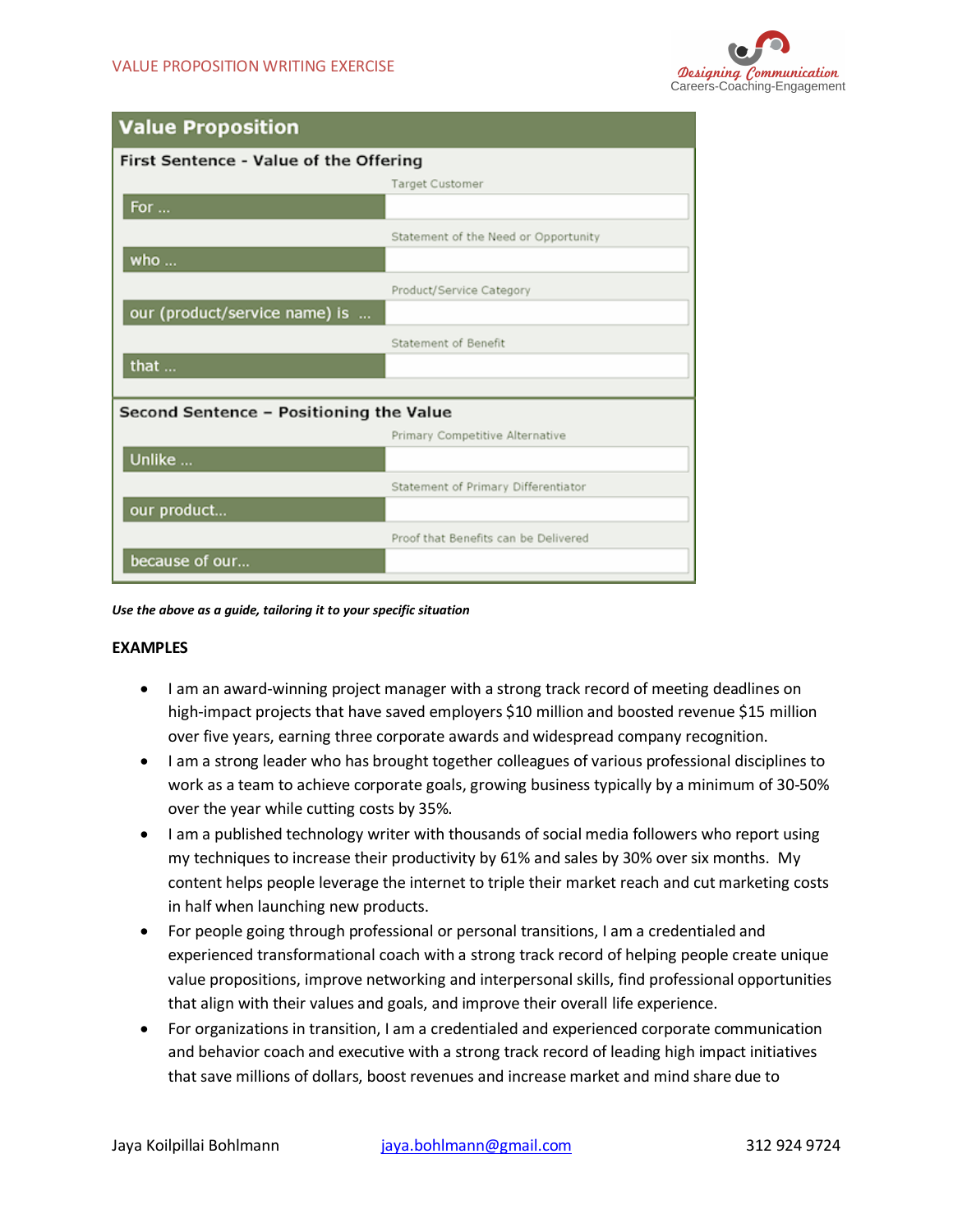VALUE PROPOSITION WRITING EXERCISE

Designing Communication
Careers-Coaching-Engagement

| Value Proposition | |
|---|---|
| **First Sentence - Value of the Offering** | |
| | Target Customer |
| For ... | |
| | Statement of the Need or Opportunity |
| who ... | |
| | Product/Service Category |
| our (product/service name) is ... | |
| | Statement of Benefit |
| that ... | |
| **Second Sentence – Positioning the Value** | |
| | Primary Competitive Alternative |
| Unlike ... | |
| | Statement of Primary Differentiator |
| our product... | |
| | Proof that Benefits can be Delivered |
| because of our... | |

***Use the above as a guide, tailoring it to your specific situation***

**EXAMPLES**

- I am an award-winning project manager with a strong track record of meeting deadlines on high-impact projects that have saved employers $10 million and boosted revenue $15 million over five years, earning three corporate awards and widespread company recognition.
- I am a strong leader who has brought together colleagues of various professional disciplines to work as a team to achieve corporate goals, growing business typically by a minimum of 30-50% over the year while cutting costs by 35%.
- I am a published technology writer with thousands of social media followers who report using my techniques to increase their productivity by 61% and sales by 30% over six months. My content helps people leverage the internet to triple their market reach and cut marketing costs in half when launching new products.
- For people going through professional or personal transitions, I am a credentialed and experienced transformational coach with a strong track record of helping people create unique value propositions, improve networking and interpersonal skills, find professional opportunities that align with their values and goals, and improve their overall life experience.
- For organizations in transition, I am a credentialed and experienced corporate communication and behavior coach and executive with a strong track record of leading high impact initiatives that save millions of dollars, boost revenues and increase market and mind share due to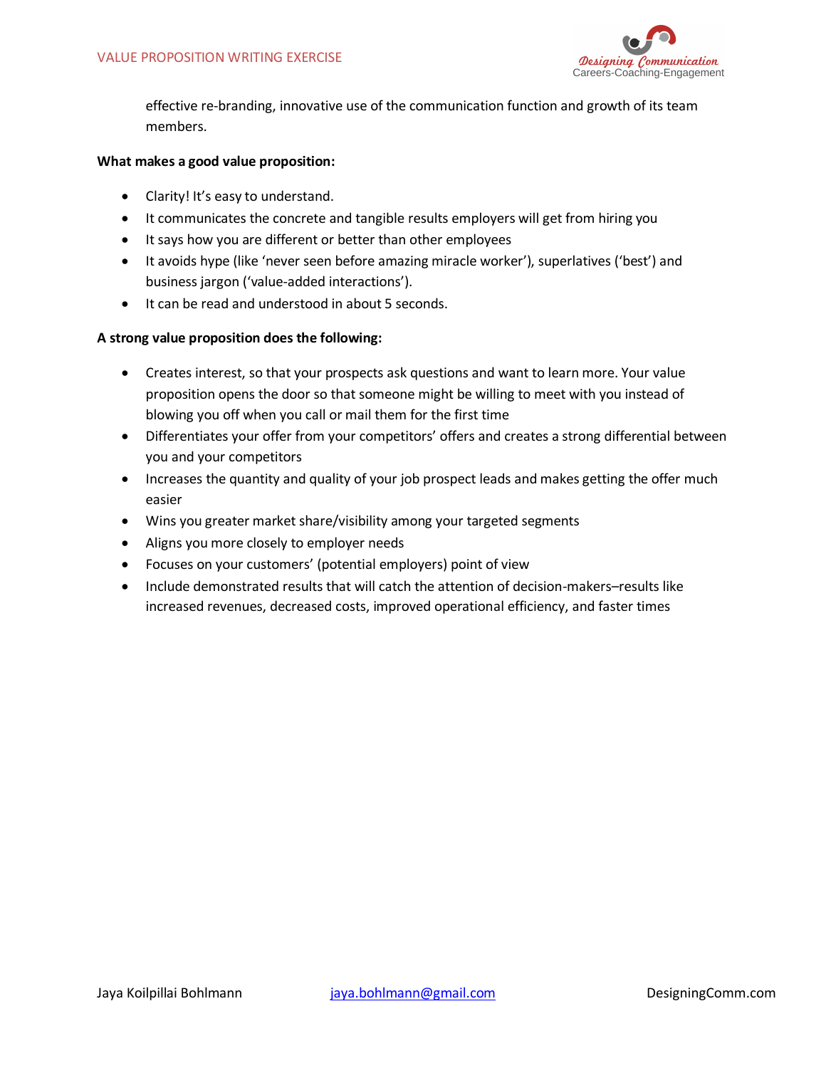effective re-branding, innovative use of the communication function and growth of its team members.

**What makes a good value proposition:**

- Clarity! It's easy to understand.
- It communicates the concrete and tangible results employers will get from hiring you
- It says how you are different or better than other employees
- It avoids hype (like 'never seen before amazing miracle worker'), superlatives ('best') and business jargon ('value-added interactions').
- It can be read and understood in about 5 seconds.

**A strong value proposition does the following:**

- Creates interest, so that your prospects ask questions and want to learn more. Your value proposition opens the door so that someone might be willing to meet with you instead of blowing you off when you call or mail them for the first time
- Differentiates your offer from your competitors' offers and creates a strong differential between you and your competitors
- Increases the quantity and quality of your job prospect leads and makes getting the offer much easier
- Wins you greater market share/visibility among your targeted segments
- Aligns you more closely to employer needs
- Focuses on your customers' (potential employers) point of view
- Include demonstrated results that will catch the attention of decision-makers–results like increased revenues, decreased costs, improved operational efficiency, and faster times